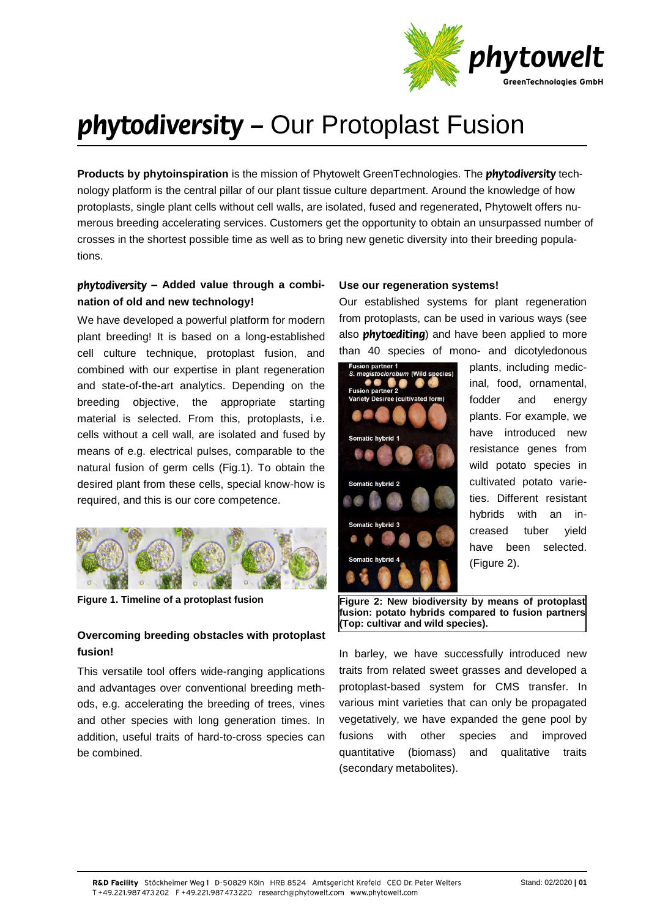# *phytodiversity* – Our Protoplast Fusion

**Products by phytoinspiration** is the mission of Phytowelt GreenTechnologies. The ***phytodiversity*** technology platform is the central pillar of our plant tissue culture department. Around the knowledge of how protoplasts, single plant cells without cell walls, are isolated, fused and regenerated, Phytowelt offers numerous breeding accelerating services. Customers get the opportunity to obtain an unsurpassed number of crosses in the shortest possible time as well as to bring new genetic diversity into their breeding populations.

### *phytodiversity* – Added value through a combination of old and new technology!

We have developed a powerful platform for modern plant breeding! It is based on a long-established cell culture technique, protoplast fusion, and combined with our expertise in plant regeneration and state-of-the-art analytics. Depending on the breeding objective, the appropriate starting material is selected. From this, protoplasts, i.e. cells without a cell wall, are isolated and fused by means of e.g. electrical pulses, comparable to the natural fusion of germ cells (Fig.1). To obtain the desired plant from these cells, special know-how is required, and this is our core competence.

**Figure 1. Timeline of a protoplast fusion**

### Overcoming breeding obstacles with protoplast fusion!

This versatile tool offers wide-ranging applications and advantages over conventional breeding methods, e.g. accelerating the breeding of trees, vines and other species with long generation times. In addition, useful traits of hard-to-cross species can be combined.

### Use our regeneration systems!

Our established systems for plant regeneration from protoplasts, can be used in various ways (see also ***phytoediting***) and have been applied to more than 40 species of mono- and dicotyledonous plants, including medicinal, food, ornamental, fodder and energy plants. For example, we have introduced new resistance genes from wild potato species in cultivated potato varieties. Different resistant hybrids with an increased tuber yield have been selected. (Figure 2).

Fusion partner 1
*S. megistocrobum* (Wild species)
Fusion partner 2
Variety Desiree (cultivated form)
Somatic hybrid 1
Somatic hybrid 2
Somatic hybrid 3
Somatic hybrid 4

**Figure 2: New biodiversity by means of protoplast fusion: potato hybrids compared to fusion partners (Top: cultivar and wild species).**

In barley, we have successfully introduced new traits from related sweet grasses and developed a protoplast-based system for CMS transfer. In various mint varieties that can only be propagated vegetatively, we have expanded the gene pool by fusions with other species and improved quantitative (biomass) and qualitative traits (secondary metabolites).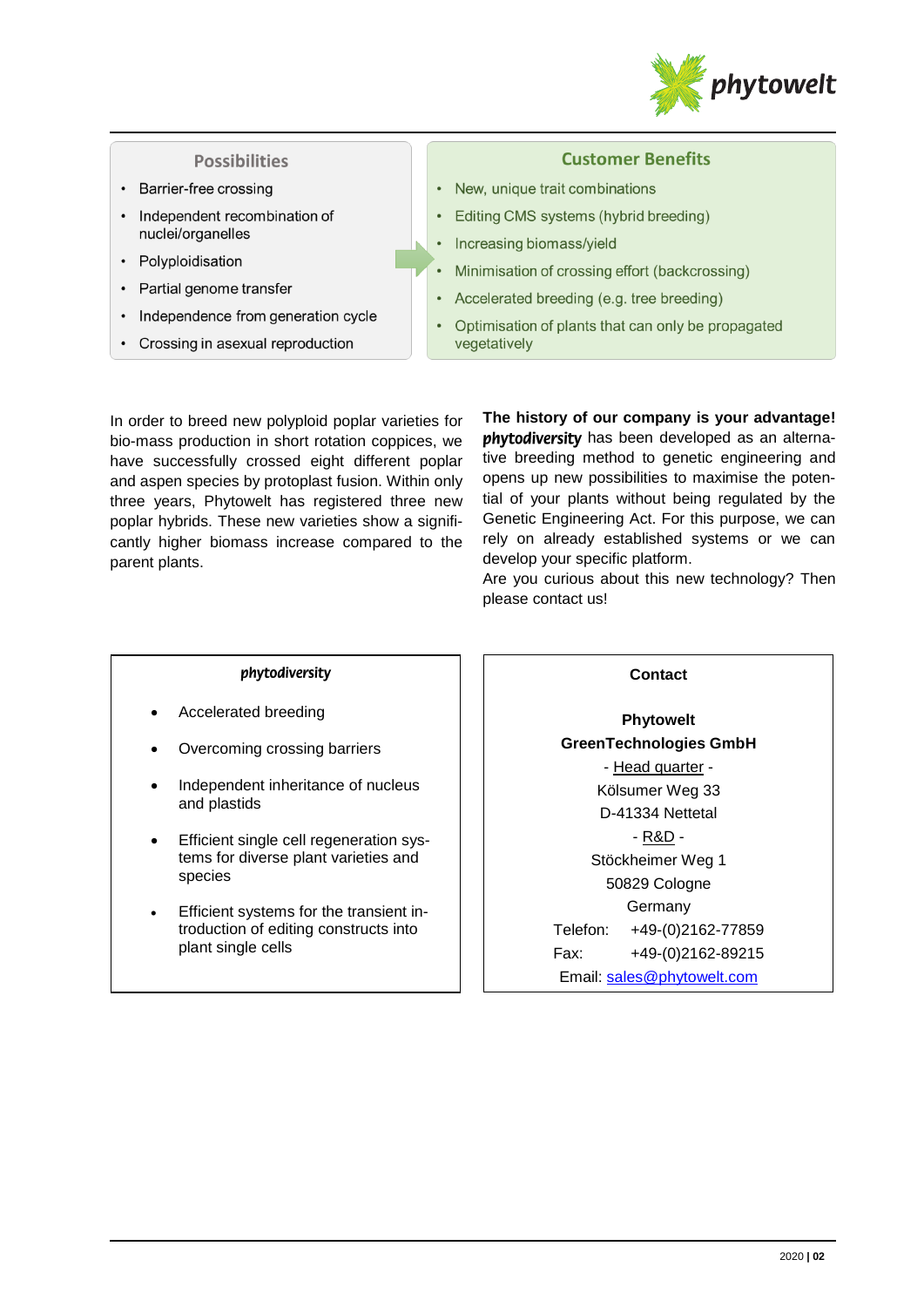### Possibilities

- Barrier-free crossing
- Independent recombination of nuclei/organelles
- Polyploidisation
- Partial genome transfer
- Independence from generation cycle
- Crossing in asexual reproduction

### Customer Benefits

- New, unique trait combinations
- Editing CMS systems (hybrid breeding)
- Increasing biomass/yield
- Minimisation of crossing effort (backcrossing)
- Accelerated breeding (e.g. tree breeding)
- Optimisation of plants that can only be propagated vegetatively

In order to breed new polyploid poplar varieties for bio-mass production in short rotation coppices, we have successfully crossed eight different poplar and aspen species by protoplast fusion. Within only three years, Phytowelt has registered three new poplar hybrids. These new varieties show a significantly higher biomass increase compared to the parent plants.

**The history of our company is your advantage!** ***phytodiversity*** has been developed as an alternative breeding method to genetic engineering and opens up new possibilities to maximise the potential of your plants without being regulated by the Genetic Engineering Act. For this purpose, we can rely on already established systems or we can develop your specific platform.
Are you curious about this new technology? Then please contact us!

### *phytodiversity*

- Accelerated breeding
- Overcoming crossing barriers
- Independent inheritance of nucleus and plastids
- Efficient single cell regeneration systems for diverse plant varieties and species
- Efficient systems for the transient introduction of editing constructs into plant single cells

### Contact

**Phytowelt**
**GreenTechnologies GmbH**
- Head quarter -
Kölsumer Weg 33
D-41334 Nettetal
- R&D -
Stöckheimer Weg 1
50829 Cologne
Germany
Telefon: +49-(0)2162-77859
Fax: +49-(0)2162-89215
Email: sales@phytowelt.com